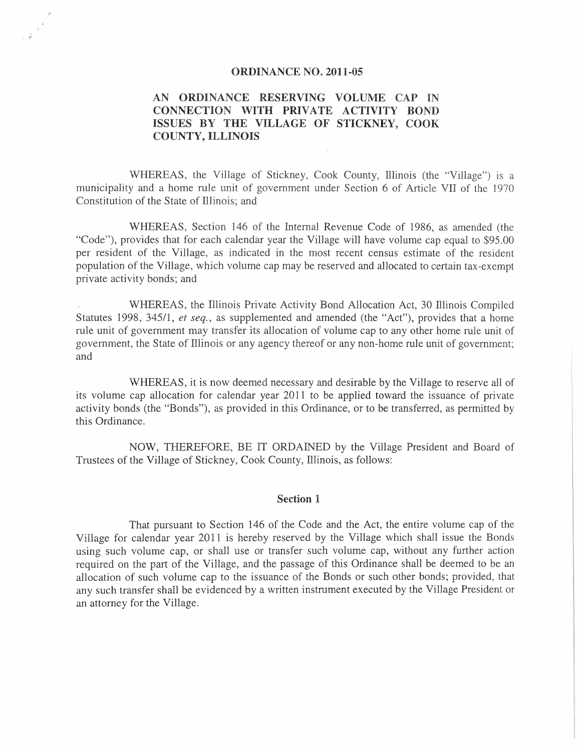# ORDINANCE NO. 2011-05

## AN ORDINANCE RESERVING VOLUME CAP IN CONNECTION WITH PRIVATE ACTIVITY BOND ISSUES BY THE VILLAGE OF STICKNEY, COOK COUNTY, ILLINOIS

WHEREAS, the Village of Stickney, Cook County, Illinois (the "Village") is a municipality and a home rule unit of government under Section 6 of Article VII of the 1970 Constitution of the State of Illinois; and

WHEREAS, Section 146 of the Internal Revenue Code of 1986, as amended (the "Code"), provides that for each calendar year the Village will have volume cap equal to $95.00 per resident of the Village, as indicated in the most recent census estimate of the resident population of the Village, which volume cap may be reserved and allocated to certain tax-exempt private activity bonds; and

WHEREAS, the Illinois Private Activity Bond Allocation Act, 30 Illinois Compiled Statutes 1998, 345/1, *et seq.*, as supplemented and amended (the "Act"), provides that a home rule unit of government may transfer its allocation of volume cap to any other home rule unit of government, the State of Illinois or any agency thereof or any non-home rule unit of government; and

WHEREAS, it is now deemed necessary and desirable by the Village to reserve all of its volume cap allocation for calendar year 2011 to be applied toward the issuance of private activity bonds (the "Bonds"), as provided in this Ordinance, or to be transferred, as permitted by this Ordinance.

NOW, THEREFORE, BE IT ORDAINED by the Village President and Board of Trustees of the Village of Stickney, Cook County, Illinois, as follows:

### Section 1

That pursuant to Section 146 of the Code and the Act, the entire volume cap of the Village for calendar year 2011 is hereby reserved by the Village which shall issue the Bonds using such volume cap, or shall use or transfer such volume cap, without any further action required on the part of the Village, and the passage of this Ordinance shall be deemed to be an allocation of such volume cap to the issuance of the Bonds or such other bonds; provided, that any such transfer shall be evidenced by a written instrument executed by the Village President or an attorney for the Village.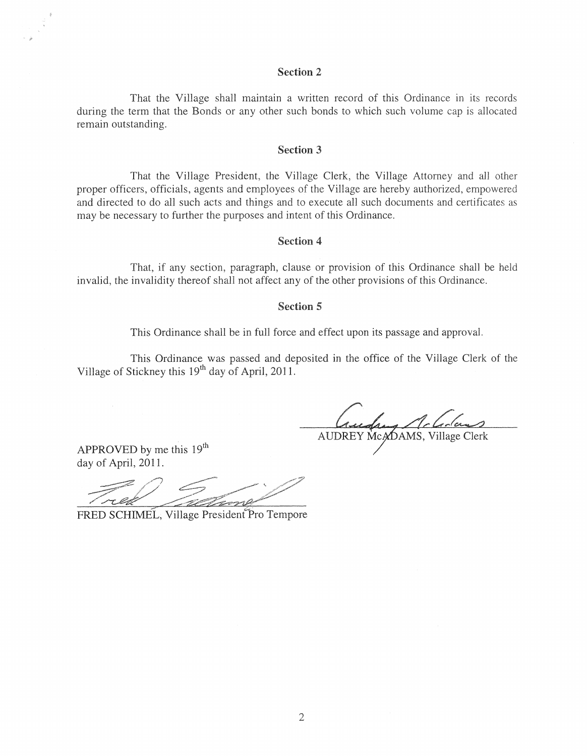### Section 2

That the Village shall maintain a written record of this Ordinance in its records during the term that the Bonds or any other such bonds to which such volume cap is allocated remain outstanding.

### Section 3

That the Village President, the Village Clerk, the Village Attorney and all other proper officers, officials, agents and employees of the Village are hereby authorized, empowered and directed to do all such acts and things and to execute all such documents and certificates as may be necessary to further the purposes and intent of this Ordinance.

### Section 4

That, if any section, paragraph, clause or provision of this Ordinance shall be held invalid, the invalidity thereof shall not affect any of the other provisions of this Ordinance.

### Section 5

This Ordinance shall be in full force and effect upon its passage and approval.

This Ordinance was passed and deposited in the office of the Village Clerk of the Village of Stickney this 19th day of April, 2011.

AUDREY McADAMS, Village Clerk

APPROVED by me this 19th day of April, 2011.

FRED SCHIMEL, Village President Pro Tempore